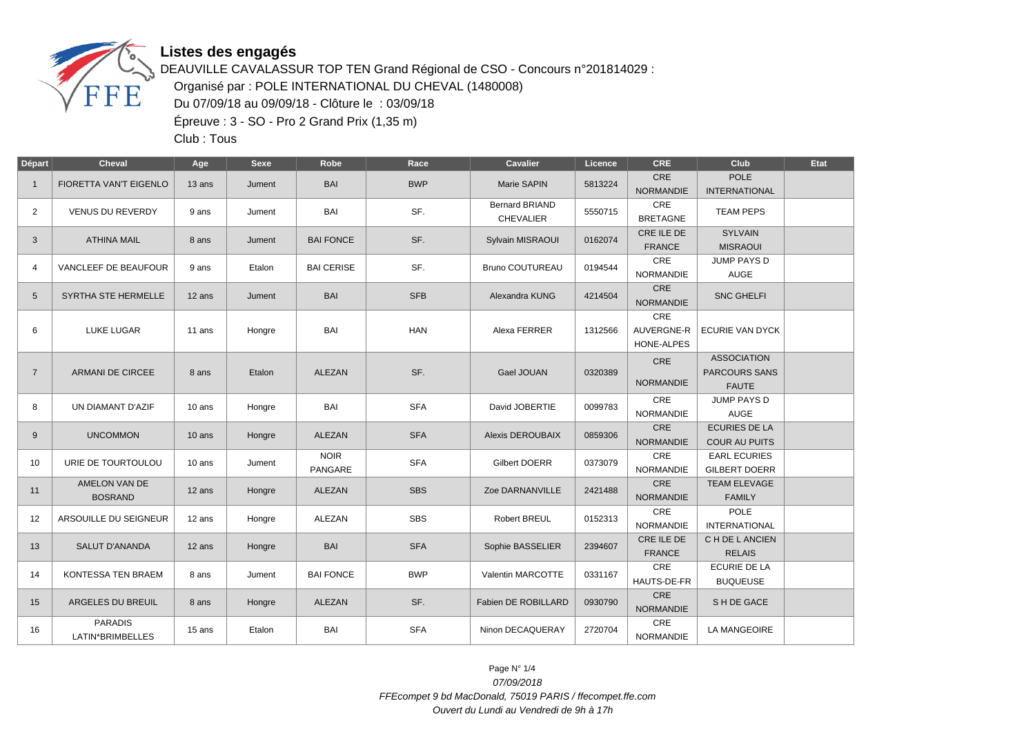# Listes des engagés

DEAUVILLE CAVALASSUR TOP TEN Grand Régional de CSO - Concours n°201814029 :

Organisé par : POLE INTERNATIONAL DU CHEVAL (1480008)

Du 07/09/18 au 09/09/18 - Clôture le : 03/09/18

Épreuve : 3 - SO - Pro 2 Grand Prix (1,35 m)

Club : Tous

| Départ | Cheval | Age | Sexe | Robe | Race | Cavalier | Licence | CRE | Club | Etat |
|---|---|---|---|---|---|---|---|---|---|---|
| 1 | FIORETTA VAN'T EIGENLO | 13 ans | Jument | BAI | BWP | Marie SAPIN | 5813224 | CRE NORMANDIE | POLE INTERNATIONAL | |
| 2 | VENUS DU REVERDY | 9 ans | Jument | BAI | SF. | Bernard BRIAND CHEVALIER | 5550715 | CRE BRETAGNE | TEAM PEPS | |
| 3 | ATHINA MAIL | 8 ans | Jument | BAI FONCE | SF. | Sylvain MISRAOUI | 0162074 | CRE ILE DE FRANCE | SYLVAIN MISRAOUI | |
| 4 | VANCLEEF DE BEAUFOUR | 9 ans | Etalon | BAI CERISE | SF. | Bruno COUTUREAU | 0194544 | CRE NORMANDIE | JUMP PAYS D AUGE | |
| 5 | SYRTHA STE HERMELLE | 12 ans | Jument | BAI | SFB | Alexandra KUNG | 4214504 | CRE NORMANDIE | SNC GHELFI | |
| 6 | LUKE LUGAR | 11 ans | Hongre | BAI | HAN | Alexa FERRER | 1312566 | CRE AUVERGNE-RHONE-ALPES | ECURIE VAN DYCK | |
| 7 | ARMANI DE CIRCEE | 8 ans | Etalon | ALEZAN | SF. | Gael JOUAN | 0320389 | CRE NORMANDIE | ASSOCIATION PARCOURS SANS FAUTE | |
| 8 | UN DIAMANT D'AZIF | 10 ans | Hongre | BAI | SFA | David JOBERTIE | 0099783 | CRE NORMANDIE | JUMP PAYS D AUGE | |
| 9 | UNCOMMON | 10 ans | Hongre | ALEZAN | SFA | Alexis DEROUBAIX | 0859306 | CRE NORMANDIE | ECURIES DE LA COUR AU PUITS | |
| 10 | URIE DE TOURTOULOU | 10 ans | Jument | NOIR PANGARE | SFA | Gilbert DOERR | 0373079 | CRE NORMANDIE | EARL ECURIES GILBERT DOERR | |
| 11 | AMELON VAN DE BOSRAND | 12 ans | Hongre | ALEZAN | SBS | Zoe DARNANVILLE | 2421488 | CRE NORMANDIE | TEAM ELEVAGE FAMILY | |
| 12 | ARSOUILLE DU SEIGNEUR | 12 ans | Hongre | ALEZAN | SBS | Robert BREUL | 0152313 | CRE NORMANDIE | POLE INTERNATIONAL | |
| 13 | SALUT D'ANANDA | 12 ans | Hongre | BAI | SFA | Sophie BASSELIER | 2394607 | CRE ILE DE FRANCE | C H DE L ANCIEN RELAIS | |
| 14 | KONTESSA TEN BRAEM | 8 ans | Jument | BAI FONCE | BWP | Valentin MARCOTTE | 0331167 | CRE HAUTS-DE-FR | ECURIE DE LA BUQUEUSE | |
| 15 | ARGELES DU BREUIL | 8 ans | Hongre | ALEZAN | SF. | Fabien DE ROBILLARD | 0930790 | CRE NORMANDIE | S H DE GACE | |
| 16 | PARADIS LATIN*BRIMBELLES | 15 ans | Etalon | BAI | SFA | Ninon DECAQUERAY | 2720704 | CRE NORMANDIE | LA MANGEOIRE | |

*07/09/2018*

*FFEcompet 9 bd MacDonald, 75019 PARIS / ffecompet.ffe.com*

*Ouvert du Lundi au Vendredi de 9h à 17h*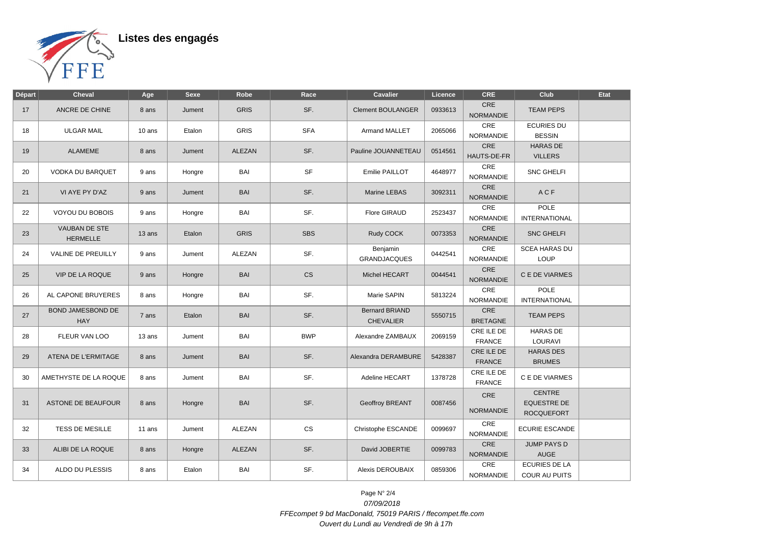# Listes des engagés

| Départ | Cheval | Age | Sexe | Robe | Race | Cavalier | Licence | CRE | Club | Etat |
|---|---|---|---|---|---|---|---|---|---|---|
| 17 | ANCRE DE CHINE | 8 ans | Jument | GRIS | SF. | Clement BOULANGER | 0933613 | CRE NORMANDIE | TEAM PEPS | |
| 18 | ULGAR MAIL | 10 ans | Etalon | GRIS | SFA | Armand MALLET | 2065066 | CRE NORMANDIE | ECURIES DU BESSIN | |
| 19 | ALAMEME | 8 ans | Jument | ALEZAN | SF. | Pauline JOUANNETEAU | 0514561 | CRE HAUTS-DE-FR | HARAS DE VILLERS | |
| 20 | VODKA DU BARQUET | 9 ans | Hongre | BAI | SF | Emilie PAILLOT | 4648977 | CRE NORMANDIE | SNC GHELFI | |
| 21 | VI AYE PY D'AZ | 9 ans | Jument | BAI | SF. | Marine LEBAS | 3092311 | CRE NORMANDIE | A C F | |
| 22 | VOYOU DU BOBOIS | 9 ans | Hongre | BAI | SF. | Flore GIRAUD | 2523437 | CRE NORMANDIE | POLE INTERNATIONAL | |
| 23 | VAUBAN DE STE HERMELLE | 13 ans | Etalon | GRIS | SBS | Rudy COCK | 0073353 | CRE NORMANDIE | SNC GHELFI | |
| 24 | VALINE DE PREUILLY | 9 ans | Jument | ALEZAN | SF. | Benjamin GRANDJACQUES | 0442541 | CRE NORMANDIE | SCEA HARAS DU LOUP | |
| 25 | VIP DE LA ROQUE | 9 ans | Hongre | BAI | CS | Michel HECART | 0044541 | CRE NORMANDIE | C E DE VIARMES | |
| 26 | AL CAPONE BRUYERES | 8 ans | Hongre | BAI | SF. | Marie SAPIN | 5813224 | CRE NORMANDIE | POLE INTERNATIONAL | |
| 27 | BOND JAMESBOND DE HAY | 7 ans | Etalon | BAI | SF. | Bernard BRIAND CHEVALIER | 5550715 | CRE BRETAGNE | TEAM PEPS | |
| 28 | FLEUR VAN LOO | 13 ans | Jument | BAI | BWP | Alexandre ZAMBAUX | 2069159 | CRE ILE DE FRANCE | HARAS DE LOURAVI | |
| 29 | ATENA DE L'ERMITAGE | 8 ans | Jument | BAI | SF. | Alexandra DERAMBURE | 5428387 | CRE ILE DE FRANCE | HARAS DES BRUMES | |
| 30 | AMETHYSTE DE LA ROQUE | 8 ans | Jument | BAI | SF. | Adeline HECART | 1378728 | CRE ILE DE FRANCE | C E DE VIARMES | |
| 31 | ASTONE DE BEAUFOUR | 8 ans | Hongre | BAI | SF. | Geoffroy BREANT | 0087456 | CRE NORMANDIE | CENTRE EQUESTRE DE ROCQUEFORT | |
| 32 | TESS DE MESILLE | 11 ans | Jument | ALEZAN | CS | Christophe ESCANDE | 0099697 | CRE NORMANDIE | ECURIE ESCANDE | |
| 33 | ALIBI DE LA ROQUE | 8 ans | Hongre | ALEZAN | SF. | David JOBERTIE | 0099783 | CRE NORMANDIE | JUMP PAYS D AUGE | |
| 34 | ALDO DU PLESSIS | 8 ans | Etalon | BAI | SF. | Alexis DEROUBAIX | 0859306 | CRE NORMANDIE | ECURIES DE LA COUR AU PUITS | |

*07/09/2018*

*FFEcompet 9 bd MacDonald, 75019 PARIS / ffecompet.ffe.com*

*Ouvert du Lundi au Vendredi de 9h à 17h*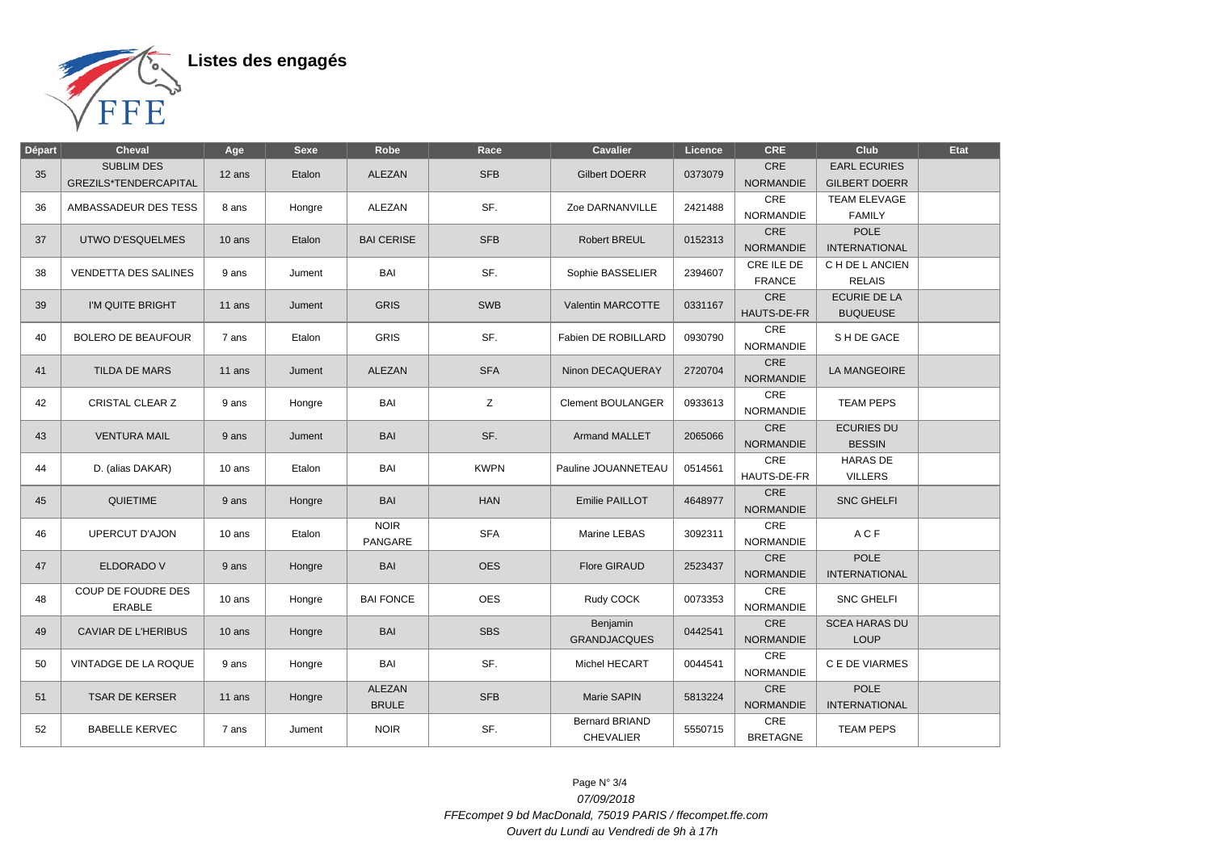# Listes des engagés

| Départ | Cheval | Age | Sexe | Robe | Race | Cavalier | Licence | CRE | Club | Etat |
|---|---|---|---|---|---|---|---|---|---|---|
| 35 | SUBLIM DES GREZILS*TENDERCAPITAL | 12 ans | Etalon | ALEZAN | SFB | Gilbert DOERR | 0373079 | CRE NORMANDIE | EARL ECURIES GILBERT DOERR | |
| 36 | AMBASSADEUR DES TESS | 8 ans | Hongre | ALEZAN | SF. | Zoe DARNANVILLE | 2421488 | CRE NORMANDIE | TEAM ELEVAGE FAMILY | |
| 37 | UTWO D'ESQUELMES | 10 ans | Etalon | BAI CERISE | SFB | Robert BREUL | 0152313 | CRE NORMANDIE | POLE INTERNATIONAL | |
| 38 | VENDETTA DES SALINES | 9 ans | Jument | BAI | SF. | Sophie BASSELIER | 2394607 | CRE ILE DE FRANCE | C H DE L ANCIEN RELAIS | |
| 39 | I'M QUITE BRIGHT | 11 ans | Jument | GRIS | SWB | Valentin MARCOTTE | 0331167 | CRE HAUTS-DE-FR | ECURIE DE LA BUQUEUSE | |
| 40 | BOLERO DE BEAUFOUR | 7 ans | Etalon | GRIS | SF. | Fabien DE ROBILLARD | 0930790 | CRE NORMANDIE | S H DE GACE | |
| 41 | TILDA DE MARS | 11 ans | Jument | ALEZAN | SFA | Ninon DECAQUERAY | 2720704 | CRE NORMANDIE | LA MANGEOIRE | |
| 42 | CRISTAL CLEAR Z | 9 ans | Hongre | BAI | Z | Clement BOULANGER | 0933613 | CRE NORMANDIE | TEAM PEPS | |
| 43 | VENTURA MAIL | 9 ans | Jument | BAI | SF. | Armand MALLET | 2065066 | CRE NORMANDIE | ECURIES DU BESSIN | |
| 44 | D. (alias DAKAR) | 10 ans | Etalon | BAI | KWPN | Pauline JOUANNETEAU | 0514561 | CRE HAUTS-DE-FR | HARAS DE VILLERS | |
| 45 | QUIETIME | 9 ans | Hongre | BAI | HAN | Emilie PAILLOT | 4648977 | CRE NORMANDIE | SNC GHELFI | |
| 46 | UPERCUT D'AJON | 10 ans | Etalon | NOIR PANGARE | SFA | Marine LEBAS | 3092311 | CRE NORMANDIE | A C F | |
| 47 | ELDORADO V | 9 ans | Hongre | BAI | OES | Flore GIRAUD | 2523437 | CRE NORMANDIE | POLE INTERNATIONAL | |
| 48 | COUP DE FOUDRE DES ERABLE | 10 ans | Hongre | BAI FONCE | OES | Rudy COCK | 0073353 | CRE NORMANDIE | SNC GHELFI | |
| 49 | CAVIAR DE L'HERIBUS | 10 ans | Hongre | BAI | SBS | Benjamin GRANDJACQUES | 0442541 | CRE NORMANDIE | SCEA HARAS DU LOUP | |
| 50 | VINTADGE DE LA ROQUE | 9 ans | Hongre | BAI | SF. | Michel HECART | 0044541 | CRE NORMANDIE | C E DE VIARMES | |
| 51 | TSAR DE KERSER | 11 ans | Hongre | ALEZAN BRULE | SFB | Marie SAPIN | 5813224 | CRE NORMANDIE | POLE INTERNATIONAL | |
| 52 | BABELLE KERVEC | 7 ans | Jument | NOIR | SF. | Bernard BRIAND CHEVALIER | 5550715 | CRE BRETAGNE | TEAM PEPS | |

*07/09/2018*

*FFEcompet 9 bd MacDonald, 75019 PARIS / ffecompet.ffe.com*

*Ouvert du Lundi au Vendredi de 9h à 17h*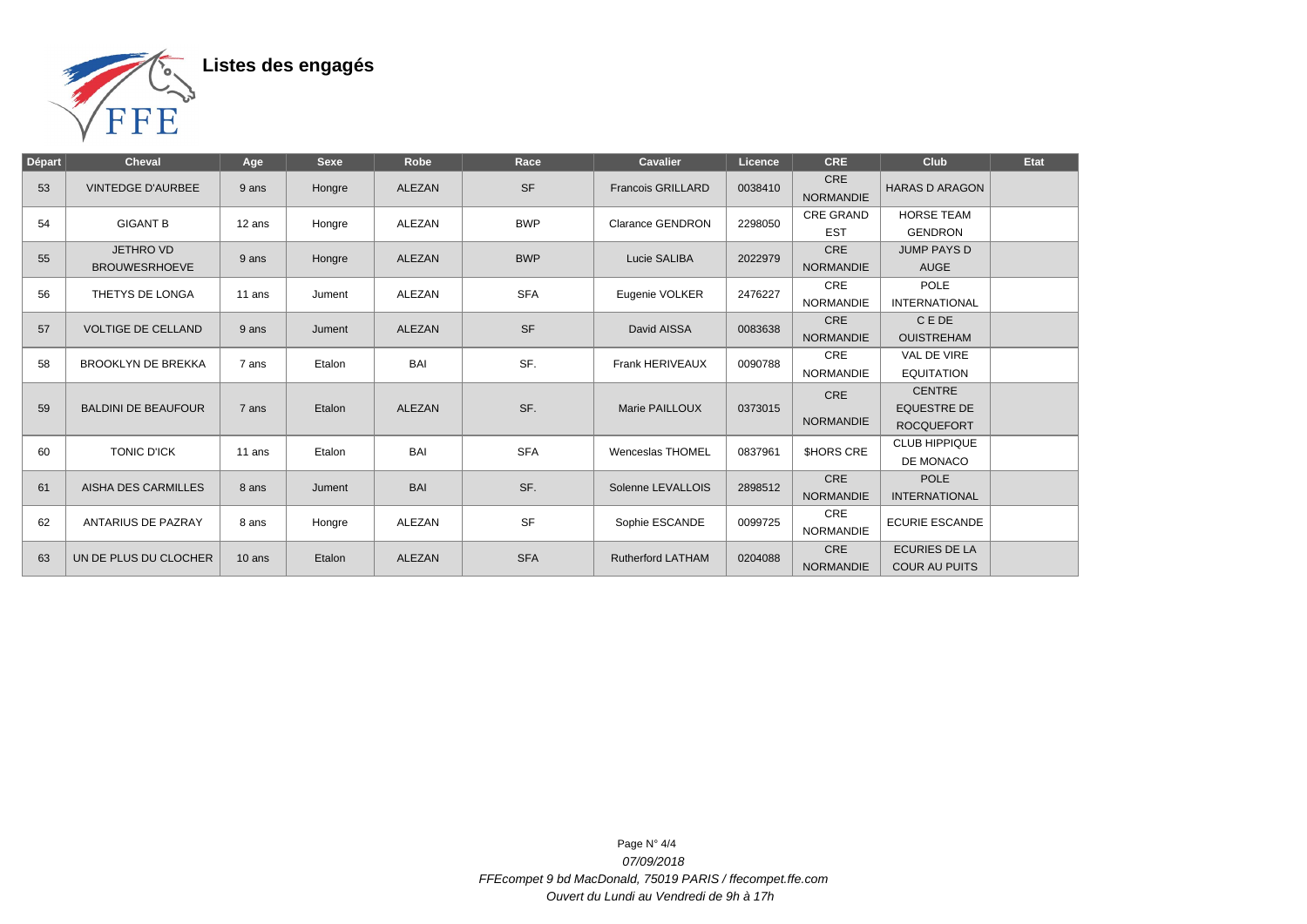# Listes des engagés

| Départ | Cheval | Age | Sexe | Robe | Race | Cavalier | Licence | CRE | Club | Etat |
|---|---|---|---|---|---|---|---|---|---|---|
| 53 | VINTEDGE D'AURBEE | 9 ans | Hongre | ALEZAN | SF | Francois GRILLARD | 0038410 | CRE NORMANDIE | HARAS D ARAGON | |
| 54 | GIGANT B | 12 ans | Hongre | ALEZAN | BWP | Clarance GENDRON | 2298050 | CRE GRAND EST | HORSE TEAM GENDRON | |
| 55 | JETHRO VD BROUWESRHOEVE | 9 ans | Hongre | ALEZAN | BWP | Lucie SALIBA | 2022979 | CRE NORMANDIE | JUMP PAYS D AUGE | |
| 56 | THETYS DE LONGA | 11 ans | Jument | ALEZAN | SFA | Eugenie VOLKER | 2476227 | CRE NORMANDIE | POLE INTERNATIONAL | |
| 57 | VOLTIGE DE CELLAND | 9 ans | Jument | ALEZAN | SF | David AISSA | 0083638 | CRE NORMANDIE | C E DE OUISTREHAM | |
| 58 | BROOKLYN DE BREKKA | 7 ans | Etalon | BAI | SF. | Frank HERIVEAUX | 0090788 | CRE NORMANDIE | VAL DE VIRE EQUITATION | |
| 59 | BALDINI DE BEAUFOUR | 7 ans | Etalon | ALEZAN | SF. | Marie PAILLOUX | 0373015 | CRE NORMANDIE | CENTRE EQUESTRE DE ROCQUEFORT | |
| 60 | TONIC D'ICK | 11 ans | Etalon | BAI | SFA | Wenceslas THOMEL | 0837961 | $HORS CRE | CLUB HIPPIQUE DE MONACO | |
| 61 | AISHA DES CARMILLES | 8 ans | Jument | BAI | SF. | Solenne LEVALLOIS | 2898512 | CRE NORMANDIE | POLE INTERNATIONAL | |
| 62 | ANTARIUS DE PAZRAY | 8 ans | Hongre | ALEZAN | SF | Sophie ESCANDE | 0099725 | CRE NORMANDIE | ECURIE ESCANDE | |
| 63 | UN DE PLUS DU CLOCHER | 10 ans | Etalon | ALEZAN | SFA | Rutherford LATHAM | 0204088 | CRE NORMANDIE | ECURIES DE LA COUR AU PUITS | |

*07/09/2018*

*FFEcompet 9 bd MacDonald, 75019 PARIS / ffecompet.ffe.com*

*Ouvert du Lundi au Vendredi de 9h à 17h*